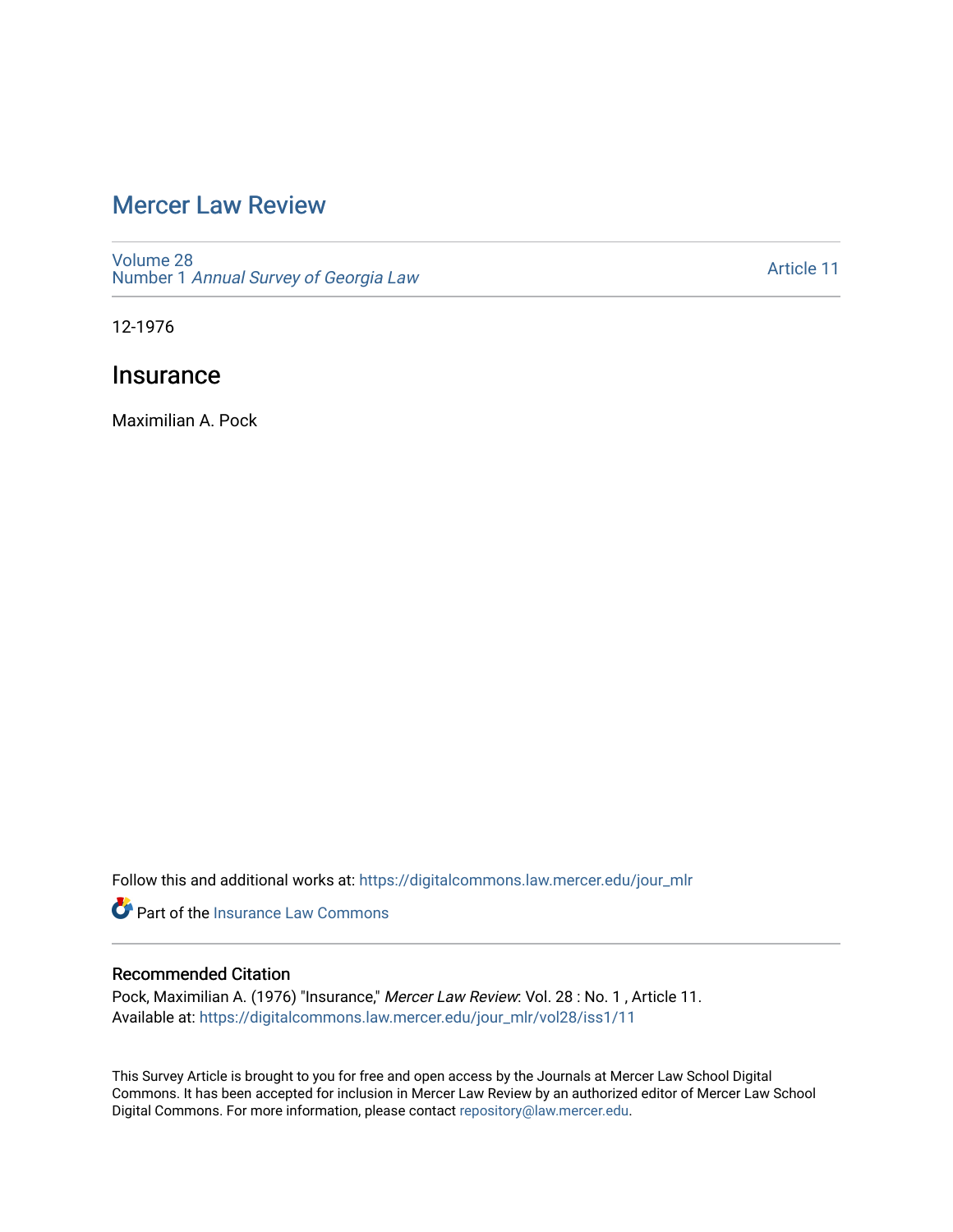# Mercer Law Review

Volume 28
Number 1 *Annual Survey of Georgia Law*

Article 11

12-1976

## Insurance

Maximilian A. Pock

Follow this and additional works at: https://digitalcommons.law.mercer.edu/jour_mlr

Part of the Insurance Law Commons

### Recommended Citation

Pock, Maximilian A. (1976) "Insurance," *Mercer Law Review*: Vol. 28 : No. 1 , Article 11.
Available at: https://digitalcommons.law.mercer.edu/jour_mlr/vol28/iss1/11

This Survey Article is brought to you for free and open access by the Journals at Mercer Law School Digital Commons. It has been accepted for inclusion in Mercer Law Review by an authorized editor of Mercer Law School Digital Commons. For more information, please contact repository@law.mercer.edu.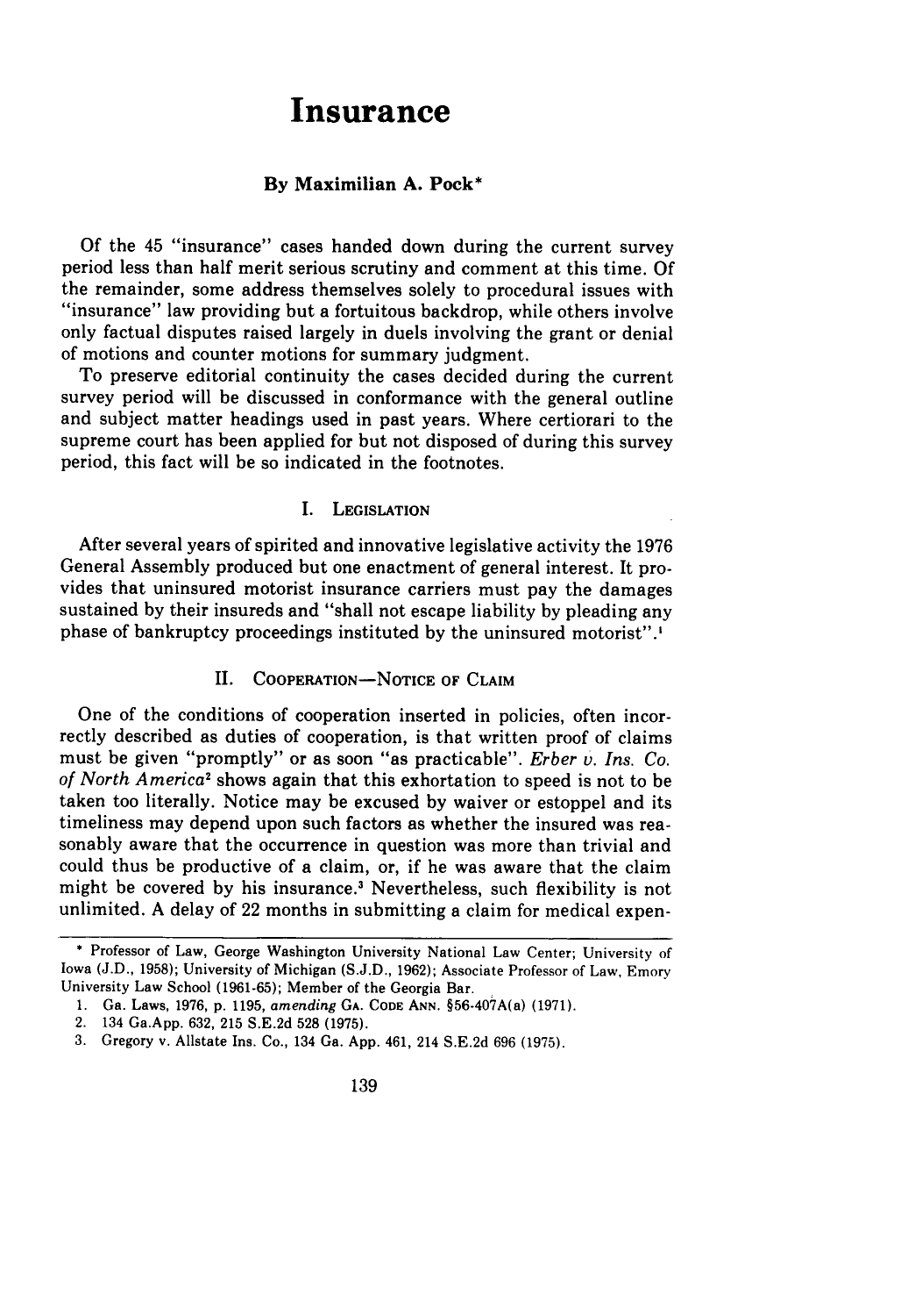# Insurance

### By Maximilian A. Pock*

Of the 45 "insurance" cases handed down during the current survey period less than half merit serious scrutiny and comment at this time. Of the remainder, some address themselves solely to procedural issues with "insurance" law providing but a fortuitous backdrop, while others involve only factual disputes raised largely in duels involving the grant or denial of motions and counter motions for summary judgment.

To preserve editorial continuity the cases decided during the current survey period will be discussed in conformance with the general outline and subject matter headings used in past years. Where certiorari to the supreme court has been applied for but not disposed of during this survey period, this fact will be so indicated in the footnotes.

## I. Legislation

After several years of spirited and innovative legislative activity the 1976 General Assembly produced but one enactment of general interest. It provides that uninsured motorist insurance carriers must pay the damages sustained by their insureds and "shall not escape liability by pleading any phase of bankruptcy proceedings instituted by the uninsured motorist".[1]

## II. Cooperation—Notice of Claim

One of the conditions of cooperation inserted in policies, often incorrectly described as duties of cooperation, is that written proof of claims must be given "promptly" or as soon "as practicable". *Erber v. Ins. Co. of North America*[2] shows again that this exhortation to speed is not to be taken too literally. Notice may be excused by waiver or estoppel and its timeliness may depend upon such factors as whether the insured was reasonably aware that the occurrence in question was more than trivial and could thus be productive of a claim, or, if he was aware that the claim might be covered by his insurance.[3] Nevertheless, such flexibility is not unlimited. A delay of 22 months in submitting a claim for medical expen-

---

\* Professor of Law, George Washington University National Law Center; University of Iowa (J.D., 1958); University of Michigan (S.J.D., 1962); Associate Professor of Law, Emory University Law School (1961-65); Member of the Georgia Bar.

1. Ga. Laws, 1976, p. 1195, *amending* Ga. Code Ann. §56-407A(a) (1971).
2. 134 Ga.App. 632, 215 S.E.2d 528 (1975).
3. Gregory v. Allstate Ins. Co., 134 Ga. App. 461, 214 S.E.2d 696 (1975).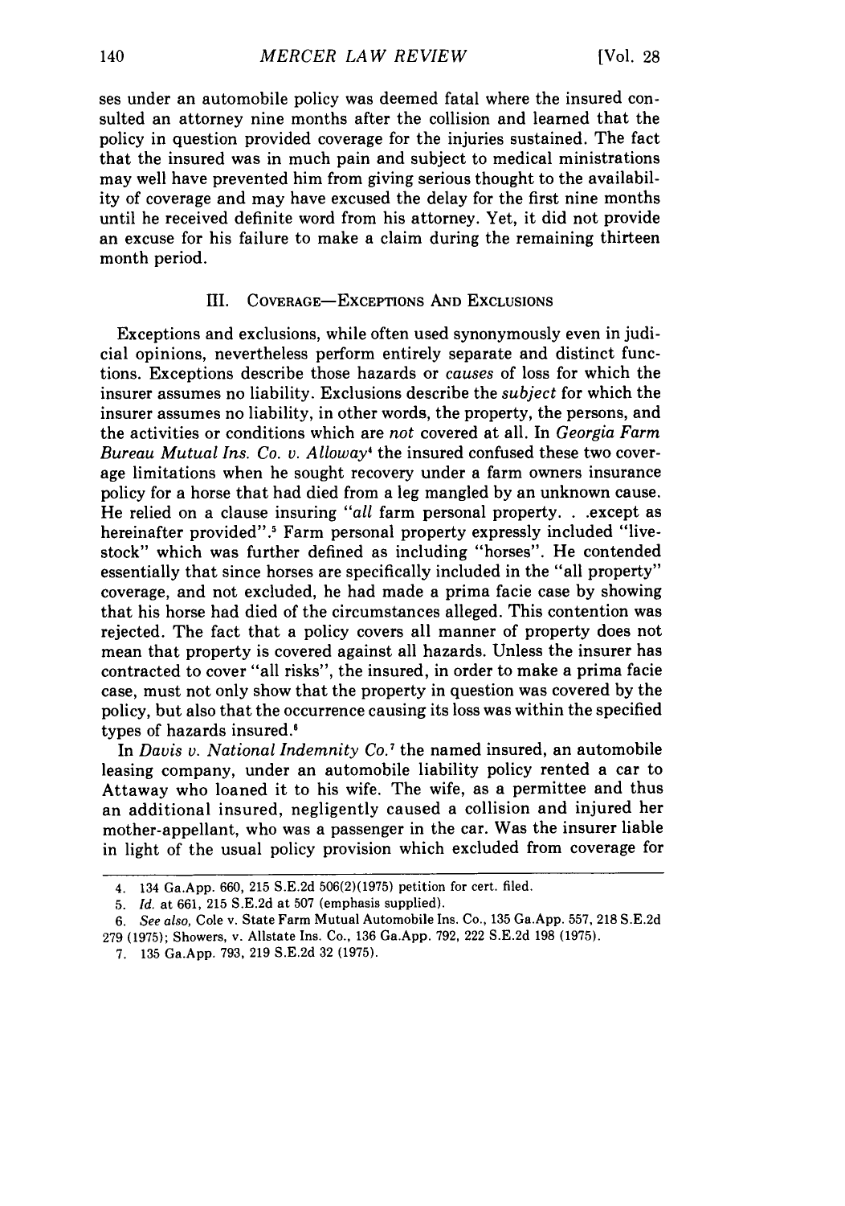ses under an automobile policy was deemed fatal where the insured consulted an attorney nine months after the collision and learned that the policy in question provided coverage for the injuries sustained. The fact that the insured was in much pain and subject to medical ministrations may well have prevented him from giving serious thought to the availability of coverage and may have excused the delay for the first nine months until he received definite word from his attorney. Yet, it did not provide an excuse for his failure to make a claim during the remaining thirteen month period.

### III. Coverage—Exceptions And Exclusions

Exceptions and exclusions, while often used synonymously even in judicial opinions, nevertheless perform entirely separate and distinct functions. Exceptions describe those hazards or *causes* of loss for which the insurer assumes no liability. Exclusions describe the *subject* for which the insurer assumes no liability, in other words, the property, the persons, and the activities or conditions which are *not* covered at all. In *Georgia Farm Bureau Mutual Ins. Co. v. Alloway*[4] the insured confused these two coverage limitations when he sought recovery under a farm owners insurance policy for a horse that had died from a leg mangled by an unknown cause. He relied on a clause insuring "*all* farm personal property. . .except as hereinafter provided".[5] Farm personal property expressly included "livestock" which was further defined as including "horses". He contended essentially that since horses are specifically included in the "all property" coverage, and not excluded, he had made a prima facie case by showing that his horse had died of the circumstances alleged. This contention was rejected. The fact that a policy covers all manner of property does not mean that property is covered against all hazards. Unless the insurer has contracted to cover "all risks", the insured, in order to make a prima facie case, must not only show that the property in question was covered by the policy, but also that the occurrence causing its loss was within the specified types of hazards insured.[6]

In *Davis v. National Indemnity Co.*[7] the named insured, an automobile leasing company, under an automobile liability policy rented a car to Attaway who loaned it to his wife. The wife, as a permittee and thus an additional insured, negligently caused a collision and injured her mother-appellant, who was a passenger in the car. Was the insurer liable in light of the usual policy provision which excluded from coverage for

---

4. 134 Ga.App. 660, 215 S.E.2d 506(2)(1975) petition for cert. filed.

5. *Id.* at 661, 215 S.E.2d at 507 (emphasis supplied).

6. *See also,* Cole v. State Farm Mutual Automobile Ins. Co., 135 Ga.App. 557, 218 S.E.2d 279 (1975); Showers, v. Allstate Ins. Co., 136 Ga.App. 792, 222 S.E.2d 198 (1975).

7. 135 Ga.App. 793, 219 S.E.2d 32 (1975).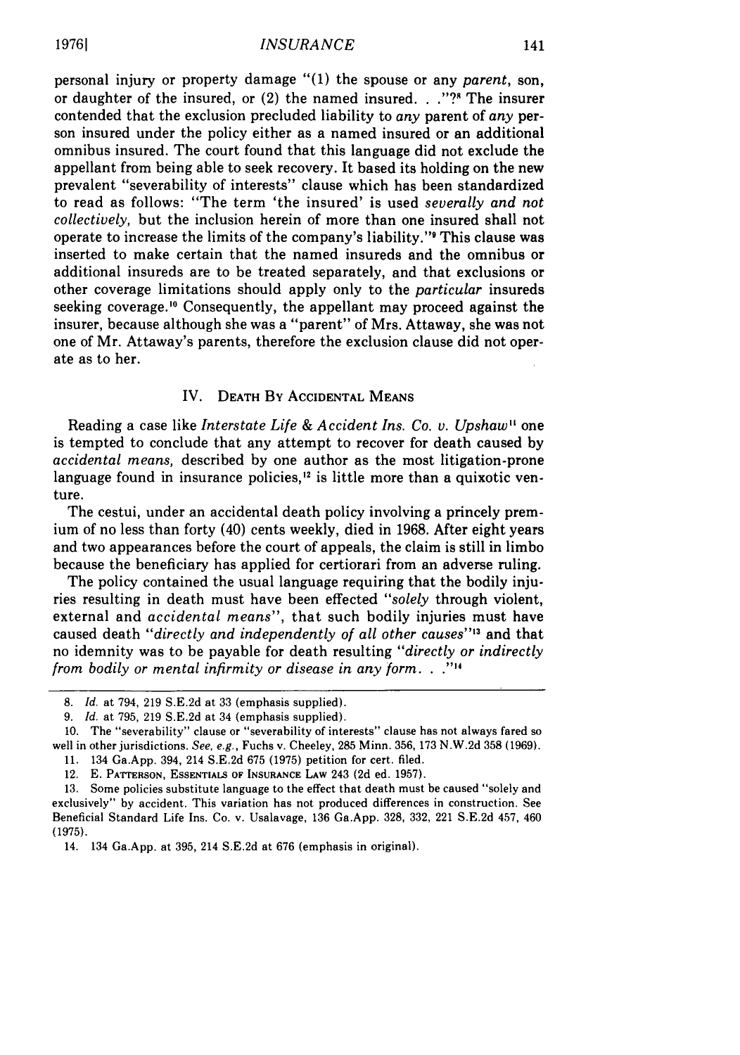personal injury or property damage "(1) the spouse or any *parent*, son, or daughter of the insured, or (2) the named insured. . ."?[8] The insurer contended that the exclusion precluded liability to *any* parent of *any* person insured under the policy either as a named insured or an additional omnibus insured. The court found that this language did not exclude the appellant from being able to seek recovery. It based its holding on the new prevalent "severability of interests" clause which has been standardized to read as follows: "The term 'the insured' is used *severally and not collectively*, but the inclusion herein of more than one insured shall not operate to increase the limits of the company's liability."[9] This clause was inserted to make certain that the named insureds and the omnibus or additional insureds are to be treated separately, and that exclusions or other coverage limitations should apply only to the *particular* insureds seeking coverage.[10] Consequently, the appellant may proceed against the insurer, because although she was a "parent" of Mrs. Attaway, she was not one of Mr. Attaway's parents, therefore the exclusion clause did not operate as to her.

## IV. Death By Accidental Means

Reading a case like *Interstate Life & Accident Ins. Co. v. Upshaw*[11] one is tempted to conclude that any attempt to recover for death caused by *accidental means*, described by one author as the most litigation-prone language found in insurance policies,[12] is little more than a quixotic venture.

The cestui, under an accidental death policy involving a princely premium of no less than forty (40) cents weekly, died in 1968. After eight years and two appearances before the court of appeals, the claim is still in limbo because the beneficiary has applied for certiorari from an adverse ruling.

The policy contained the usual language requiring that the bodily injuries resulting in death must have been effected "*solely* through violent, external and *accidental means*", that such bodily injuries must have caused death "*directly and independently of all other causes*"[13] and that no idemnity was to be payable for death resulting "*directly or indirectly from bodily or mental infirmity or disease in any form. . .*"[14]

---

8. *Id.* at 794, 219 S.E.2d at 33 (emphasis supplied).

9. *Id.* at 795, 219 S.E.2d at 34 (emphasis supplied).

10. The "severability" clause or "severability of interests" clause has not always fared so well in other jurisdictions. *See, e.g.*, Fuchs v. Cheeley, 285 Minn. 356, 173 N.W.2d 358 (1969).

11. 134 Ga.App. 394, 214 S.E.2d 675 (1975) petition for cert. filed.

12. E. Patterson, Essentials of Insurance Law 243 (2d ed. 1957).

13. Some policies substitute language to the effect that death must be caused "solely and exclusively" by accident. This variation has not produced differences in construction. See Beneficial Standard Life Ins. Co. v. Usalavage, 136 Ga.App. 328, 332, 221 S.E.2d 457, 460 (1975).

14. 134 Ga.App. at 395, 214 S.E.2d at 676 (emphasis in original).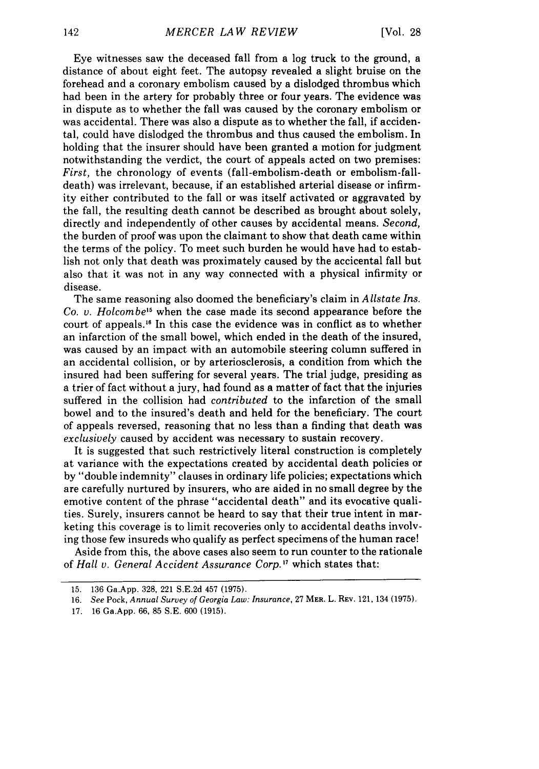Eye witnesses saw the deceased fall from a log truck to the ground, a distance of about eight feet. The autopsy revealed a slight bruise on the forehead and a coronary embolism caused by a dislodged thrombus which had been in the artery for probably three or four years. The evidence was in dispute as to whether the fall was caused by the coronary embolism or was accidental. There was also a dispute as to whether the fall, if accidental, could have dislodged the thrombus and thus caused the embolism. In holding that the insurer should have been granted a motion for judgment notwithstanding the verdict, the court of appeals acted on two premises: *First,* the chronology of events (fall-embolism-death or embolism-fall-death) was irrelevant, because, if an established arterial disease or infirmity either contributed to the fall or was itself activated or aggravated by the fall, the resulting death cannot be described as brought about solely, directly and independently of other causes by accidental means. *Second,* the burden of proof was upon the claimant to show that death came within the terms of the policy. To meet such burden he would have had to establish not only that death was proximately caused by the accicental fall but also that it was not in any way connected with a physical infirmity or disease.

The same reasoning also doomed the beneficiary's claim in *Allstate Ins. Co. v. Holcombe*[15] when the case made its second appearance before the court of appeals.[16] In this case the evidence was in conflict as to whether an infarction of the small bowel, which ended in the death of the insured, was caused by an impact with an automobile steering column suffered in an accidental collision, or by arteriosclerosis, a condition from which the insured had been suffering for several years. The trial judge, presiding as a trier of fact without a jury, had found as a matter of fact that the injuries suffered in the collision had *contributed* to the infarction of the small bowel and to the insured's death and held for the beneficiary. The court of appeals reversed, reasoning that no less than a finding that death was *exclusively* caused by accident was necessary to sustain recovery.

It is suggested that such restrictively literal construction is completely at variance with the expectations created by accidental death policies or by "double indemnity" clauses in ordinary life policies; expectations which are carefully nurtured by insurers, who are aided in no small degree by the emotive content of the phrase "accidental death" and its evocative qualities. Surely, insurers cannot be heard to say that their true intent in marketing this coverage is to limit recoveries only to accidental deaths involving those few insureds who qualify as perfect specimens of the human race!

Aside from this, the above cases also seem to run counter to the rationale of *Hall v. General Accident Assurance Corp.*[17] which states that:

---

15. 136 Ga.App. 328, 221 S.E.2d 457 (1975).
16. *See* Pock, *Annual Survey of Georgia Law: Insurance*, 27 MER. L. REV. 121, 134 (1975).
17. 16 Ga.App. 66, 85 S.E. 600 (1915).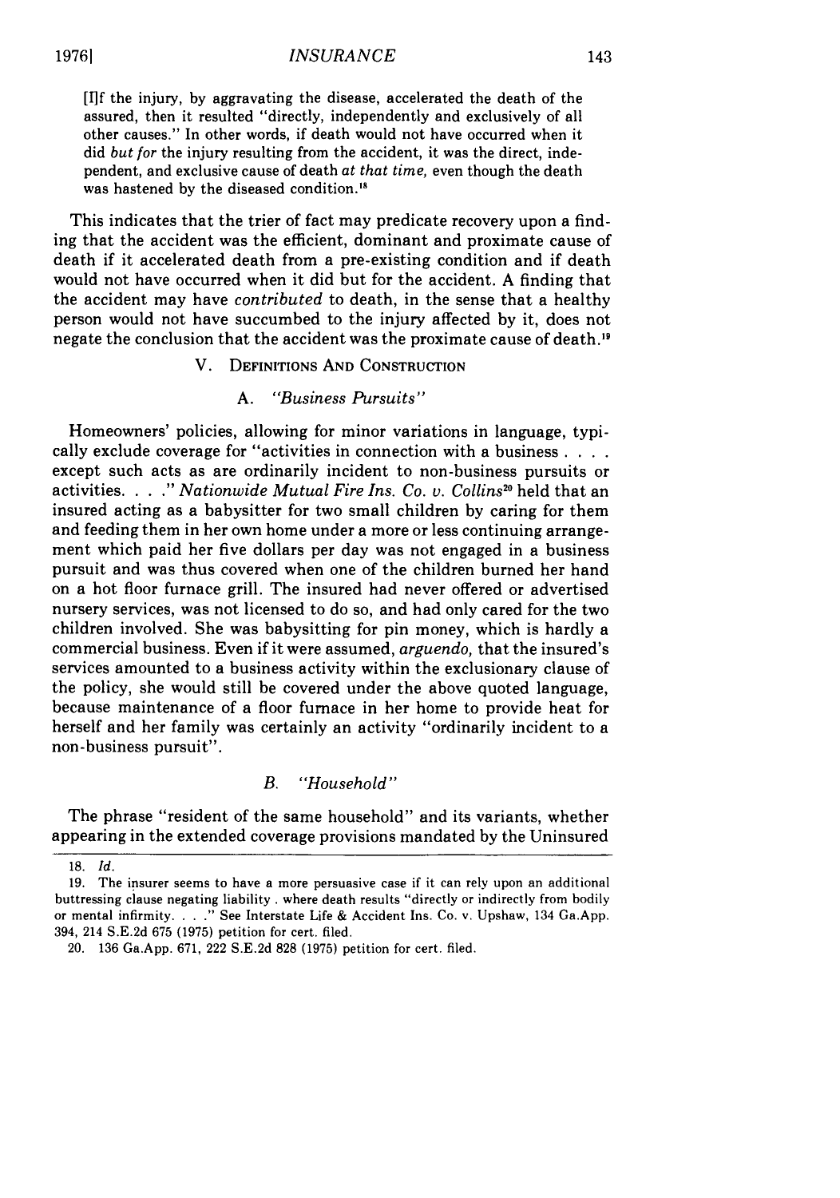> [I]f the injury, by aggravating the disease, accelerated the death of the assured, then it resulted "directly, independently and exclusively of all other causes." In other words, if death would not have occurred when it did *but for* the injury resulting from the accident, it was the direct, independent, and exclusive cause of death *at that time,* even though the death was hastened by the diseased condition.[18]

This indicates that the trier of fact may predicate recovery upon a finding that the accident was the efficient, dominant and proximate cause of death if it accelerated death from a pre-existing condition and if death would not have occurred when it did but for the accident. A finding that the accident may have *contributed* to death, in the sense that a healthy person would not have succumbed to the injury affected by it, does not negate the conclusion that the accident was the proximate cause of death.[19]

## V. Definitions And Construction

### A. *"Business Pursuits"*

Homeowners' policies, allowing for minor variations in language, typically exclude coverage for "activities in connection with a business . . . . except such acts as are ordinarily incident to non-business pursuits or activities. . . ." *Nationwide Mutual Fire Ins. Co. v. Collins*[20] held that an insured acting as a babysitter for two small children by caring for them and feeding them in her own home under a more or less continuing arrangement which paid her five dollars per day was not engaged in a business pursuit and was thus covered when one of the children burned her hand on a hot floor furnace grill. The insured had never offered or advertised nursery services, was not licensed to do so, and had only cared for the two children involved. She was babysitting for pin money, which is hardly a commercial business. Even if it were assumed, *arguendo,* that the insured's services amounted to a business activity within the exclusionary clause of the policy, she would still be covered under the above quoted language, because maintenance of a floor furnace in her home to provide heat for herself and her family was certainly an activity "ordinarily incident to a non-business pursuit".

### B. *"Household"*

The phrase "resident of the same household" and its variants, whether appearing in the extended coverage provisions mandated by the Uninsured

---

18. *Id.*

19. The insurer seems to have a more persuasive case if it can rely upon an additional buttressing clause negating liability . where death results "directly or indirectly from bodily or mental infirmity. . . ." See Interstate Life & Accident Ins. Co. v. Upshaw, 134 Ga.App. 394, 214 S.E.2d 675 (1975) petition for cert. filed.

20. 136 Ga.App. 671, 222 S.E.2d 828 (1975) petition for cert. filed.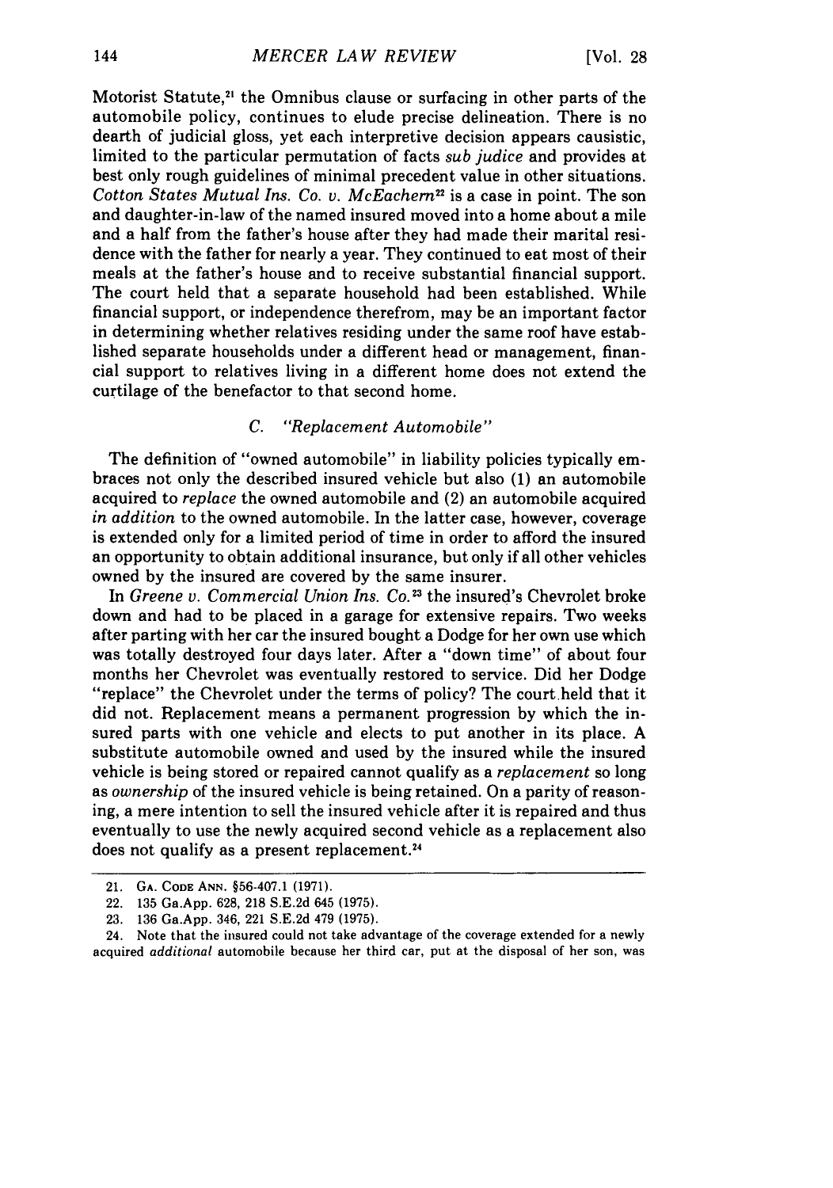Motorist Statute,[21] the Omnibus clause or surfacing in other parts of the automobile policy, continues to elude precise delineation. There is no dearth of judicial gloss, yet each interpretive decision appears causistic, limited to the particular permutation of facts *sub judice* and provides at best only rough guidelines of minimal precedent value in other situations. *Cotton States Mutual Ins. Co. v. McEachern*[22] is a case in point. The son and daughter-in-law of the named insured moved into a home about a mile and a half from the father's house after they had made their marital residence with the father for nearly a year. They continued to eat most of their meals at the father's house and to receive substantial financial support. The court held that a separate household had been established. While financial support, or independence therefrom, may be an important factor in determining whether relatives residing under the same roof have established separate households under a different head or management, financial support to relatives living in a different home does not extend the curtilage of the benefactor to that second home.

### C. "Replacement Automobile"

The definition of "owned automobile" in liability policies typically embraces not only the described insured vehicle but also (1) an automobile acquired to *replace* the owned automobile and (2) an automobile acquired *in addition* to the owned automobile. In the latter case, however, coverage is extended only for a limited period of time in order to afford the insured an opportunity to obtain additional insurance, but only if all other vehicles owned by the insured are covered by the same insurer.

In *Greene v. Commercial Union Ins. Co.*[23] the insured's Chevrolet broke down and had to be placed in a garage for extensive repairs. Two weeks after parting with her car the insured bought a Dodge for her own use which was totally destroyed four days later. After a "down time" of about four months her Chevrolet was eventually restored to service. Did her Dodge "replace" the Chevrolet under the terms of policy? The court held that it did not. Replacement means a permanent progression by which the insured parts with one vehicle and elects to put another in its place. A substitute automobile owned and used by the insured while the insured vehicle is being stored or repaired cannot qualify as a *replacement* so long as *ownership* of the insured vehicle is being retained. On a parity of reasoning, a mere intention to sell the insured vehicle after it is repaired and thus eventually to use the newly acquired second vehicle as a replacement also does not qualify as a present replacement.[24]

---

21. GA. CODE ANN. §56-407.1 (1971).

22. 135 Ga.App. 628, 218 S.E.2d 645 (1975).

23. 136 Ga.App. 346, 221 S.E.2d 479 (1975).

24. Note that the insured could not take advantage of the coverage extended for a newly acquired *additional* automobile because her third car, put at the disposal of her son, was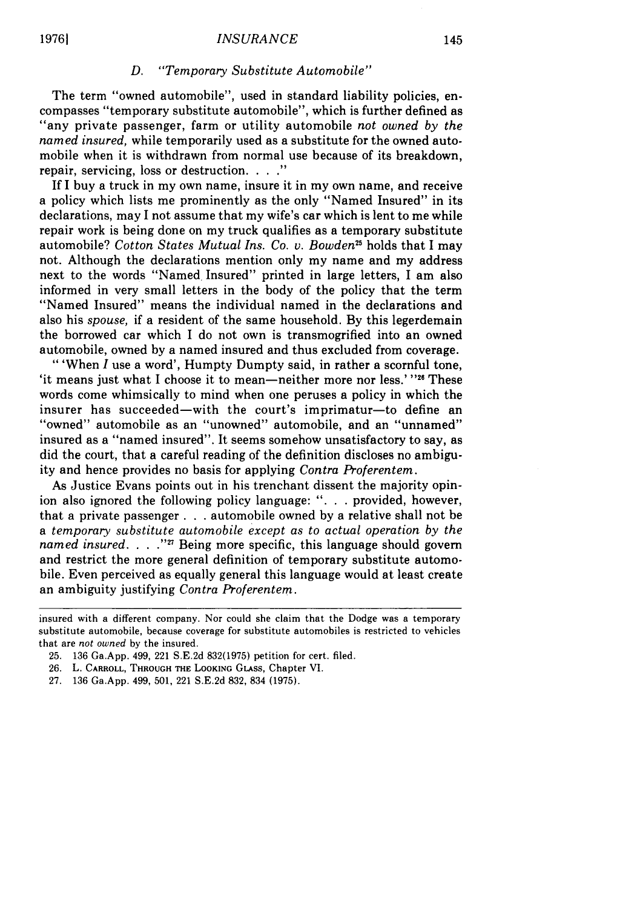### D. "Temporary Substitute Automobile"

The term "owned automobile", used in standard liability policies, encompasses "temporary substitute automobile", which is further defined as "any private passenger, farm or utility automobile *not owned by the named insured,* while temporarily used as a substitute for the owned automobile when it is withdrawn from normal use because of its breakdown, repair, servicing, loss or destruction. . . ."

If I buy a truck in my own name, insure it in my own name, and receive a policy which lists me prominently as the only "Named Insured" in its declarations, may I not assume that my wife's car which is lent to me while repair work is being done on my truck qualifies as a temporary substitute automobile? *Cotton States Mutual Ins. Co. v. Bowden*[25] holds that I may not. Although the declarations mention only my name and my address next to the words "Named Insured" printed in large letters, I am also informed in very small letters in the body of the policy that the term "Named Insured" means the individual named in the declarations and also his *spouse,* if a resident of the same household. By this legerdemain the borrowed car which I do not own is transmogrified into an owned automobile, owned by a named insured and thus excluded from coverage.

" 'When *I* use a word', Humpty Dumpty said, in rather a scornful tone, 'it means just what I choose it to mean—neither more nor less.' "[26] These words come whimsically to mind when one peruses a policy in which the insurer has succeeded—with the court's imprimatur—to define an "owned" automobile as an "unowned" automobile, and an "unnamed" insured as a "named insured". It seems somehow unsatisfactory to say, as did the court, that a careful reading of the definition discloses no ambiguity and hence provides no basis for applying *Contra Proferentem*.

As Justice Evans points out in his trenchant dissent the majority opinion also ignored the following policy language: ". . . provided, however, that a private passenger . . . automobile owned by a relative shall not be a *temporary substitute automobile except as to actual operation by the named insured.* . . ."[27] Being more specific, this language should govern and restrict the more general definition of temporary substitute automobile. Even perceived as equally general this language would at least create an ambiguity justifying *Contra Proferentem*.

---

insured with a different company. Nor could she claim that the Dodge was a temporary substitute automobile, because coverage for substitute automobiles is restricted to vehicles that are *not owned* by the insured.

25. 136 Ga.App. 499, 221 S.E.2d 832(1975) petition for cert. filed.

26. L. CARROLL, THROUGH THE LOOKING GLASS, Chapter VI.

27. 136 Ga.App. 499, 501, 221 S.E.2d 832, 834 (1975).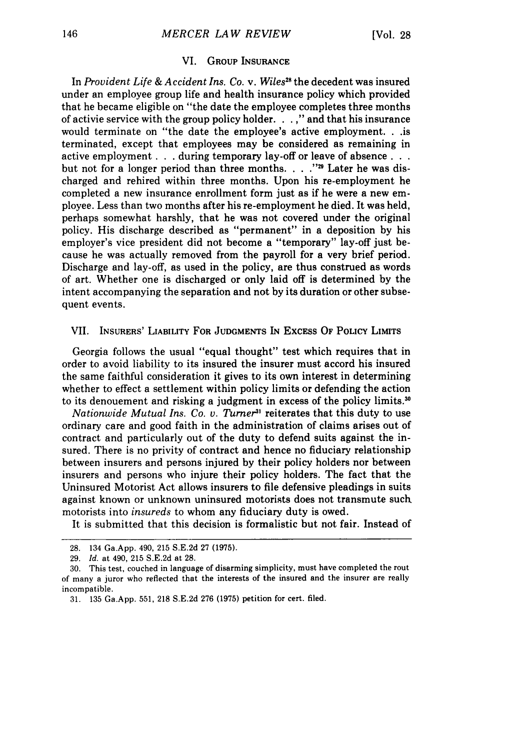## VI. GROUP INSURANCE

In *Provident Life & Accident Ins. Co.* v. *Wiles*[28] the decedent was insured under an employee group life and health insurance policy which provided that he became eligible on "the date the employee completes three months of activie service with the group policy holder. . . ," and that his insurance would terminate on "the date the employee's active employment. . .is terminated, except that employees may be considered as remaining in active employment . . . during temporary lay-off or leave of absence . . . but not for a longer period than three months. . . ."[29] Later he was discharged and rehired within three months. Upon his re-employment he completed a new insurance enrollment form just as if he were a new employee. Less than two months after his re-employment he died. It was held, perhaps somewhat harshly, that he was not covered under the original policy. His discharge described as "permanent" in a deposition by his employer's vice president did not become a "temporary" lay-off just because he was actually removed from the payroll for a very brief period. Discharge and lay-off, as used in the policy, are thus construed as words of art. Whether one is discharged or only laid off is determined by the intent accompanying the separation and not by its duration or other subsequent events.

## VII. INSURERS' LIABILITY FOR JUDGMENTS IN EXCESS OF POLICY LIMITS

Georgia follows the usual "equal thought" test which requires that in order to avoid liability to its insured the insurer must accord his insured the same faithful consideration it gives to its own interest in determining whether to effect a settlement within policy limits or defending the action to its denouement and risking a judgment in excess of the policy limits.[30]

*Nationwide Mutual Ins. Co. v. Turner*[31] reiterates that this duty to use ordinary care and good faith in the administration of claims arises out of contract and particularly out of the duty to defend suits against the insured. There is no privity of contract and hence no fiduciary relationship between insurers and persons injured by their policy holders nor between insurers and persons who injure their policy holders. The fact that the Uninsured Motorist Act allows insurers to file defensive pleadings in suits against known or unknown uninsured motorists does not transmute such motorists into *insureds* to whom any fiduciary duty is owed.

It is submitted that this decision is formalistic but not fair. Instead of

---

28. 134 Ga.App. 490, 215 S.E.2d 27 (1975).

29. *Id.* at 490, 215 S.E.2d at 28.

30. This test, couched in language of disarming simplicity, must have completed the rout of many a juror who reflected that the interests of the insured and the insurer are really incompatible.

31. 135 Ga.App. 551, 218 S.E.2d 276 (1975) petition for cert. filed.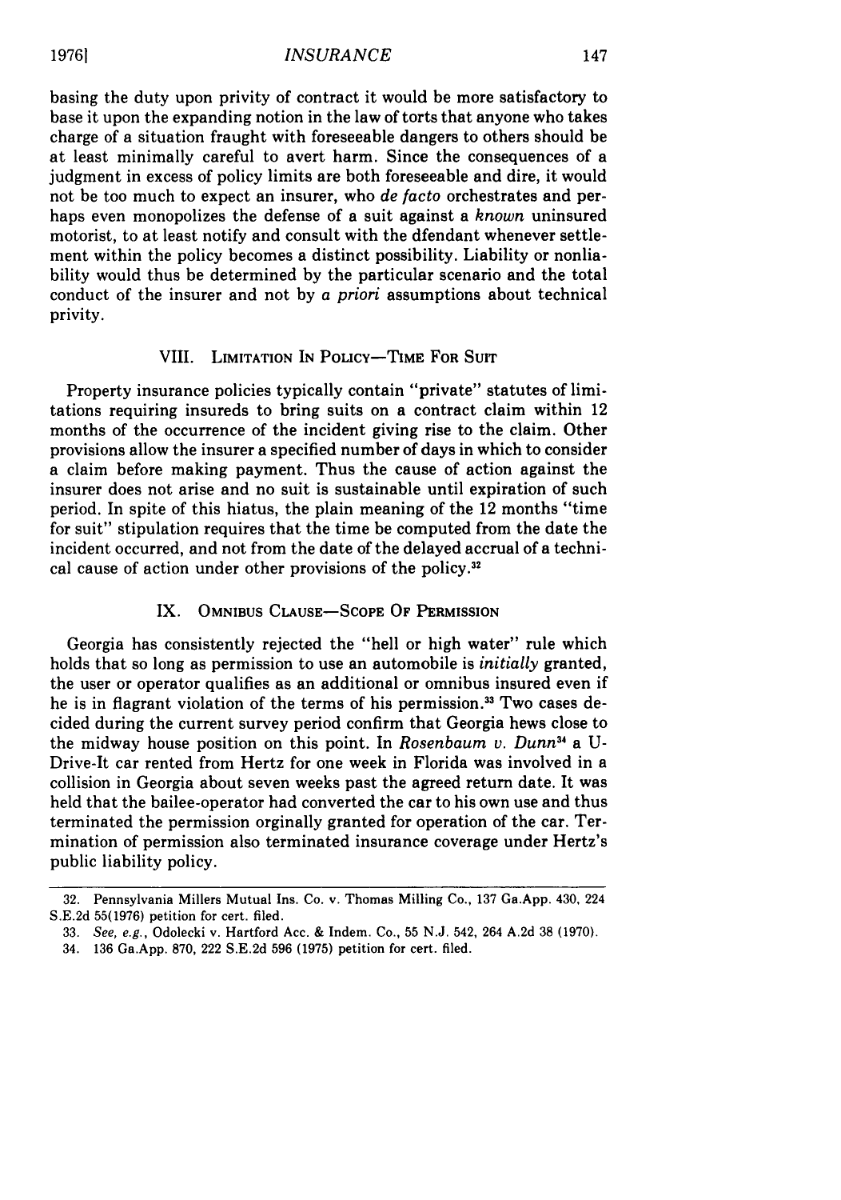basing the duty upon privity of contract it would be more satisfactory to base it upon the expanding notion in the law of torts that anyone who takes charge of a situation fraught with foreseeable dangers to others should be at least minimally careful to avert harm. Since the consequences of a judgment in excess of policy limits are both foreseeable and dire, it would not be too much to expect an insurer, who *de facto* orchestrates and perhaps even monopolizes the defense of a suit against a *known* uninsured motorist, to at least notify and consult with the dfendant whenever settlement within the policy becomes a distinct possibility. Liability or nonliability would thus be determined by the particular scenario and the total conduct of the insurer and not by *a priori* assumptions about technical privity.

## VIII. Limitation In Policy—Time For Suit

Property insurance policies typically contain "private" statutes of limitations requiring insureds to bring suits on a contract claim within 12 months of the occurrence of the incident giving rise to the claim. Other provisions allow the insurer a specified number of days in which to consider a claim before making payment. Thus the cause of action against the insurer does not arise and no suit is sustainable until expiration of such period. In spite of this hiatus, the plain meaning of the 12 months "time for suit" stipulation requires that the time be computed from the date the incident occurred, and not from the date of the delayed accrual of a technical cause of action under other provisions of the policy.[32]

## IX. Omnibus Clause—Scope Of Permission

Georgia has consistently rejected the "hell or high water" rule which holds that so long as permission to use an automobile is *initially* granted, the user or operator qualifies as an additional or omnibus insured even if he is in flagrant violation of the terms of his permission.[33] Two cases decided during the current survey period confirm that Georgia hews close to the midway house position on this point. In *Rosenbaum v. Dunn*[34] a U-Drive-It car rented from Hertz for one week in Florida was involved in a collision in Georgia about seven weeks past the agreed return date. It was held that the bailee-operator had converted the car to his own use and thus terminated the permission orginally granted for operation of the car. Termination of permission also terminated insurance coverage under Hertz's public liability policy.

---

32. Pennsylvania Millers Mutual Ins. Co. v. Thomas Milling Co., 137 Ga.App. 430, 224 S.E.2d 55(1976) petition for cert. filed.

33. *See, e.g.*, Odolecki v. Hartford Acc. & Indem. Co., 55 N.J. 542, 264 A.2d 38 (1970).

34. 136 Ga.App. 870, 222 S.E.2d 596 (1975) petition for cert. filed.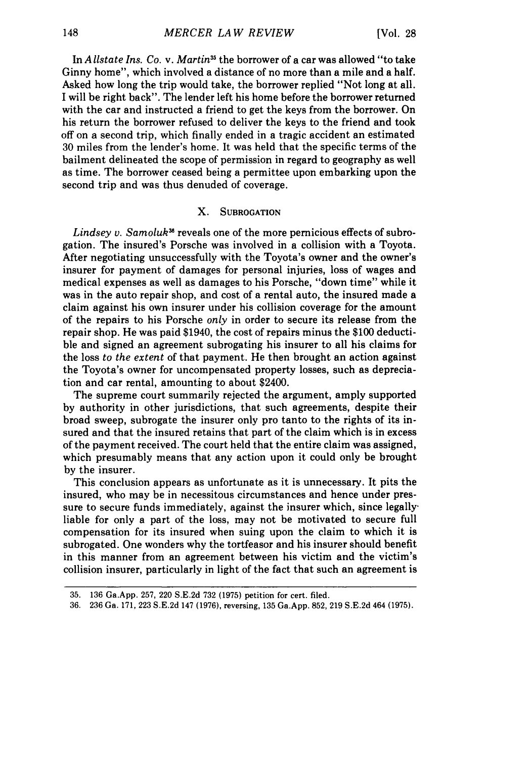In *Allstate Ins. Co. v. Martin*[35] the borrower of a car was allowed "to take Ginny home", which involved a distance of no more than a mile and a half. Asked how long the trip would take, the borrower replied "Not long at all. I will be right back". The lender left his home before the borrower returned with the car and instructed a friend to get the keys from the borrower. On his return the borrower refused to deliver the keys to the friend and took off on a second trip, which finally ended in a tragic accident an estimated 30 miles from the lender's home. It was held that the specific terms of the bailment delineated the scope of permission in regard to geography as well as time. The borrower ceased being a permittee upon embarking upon the second trip and was thus denuded of coverage.

## X. Subrogation

*Lindsey v. Samoluk*[36] reveals one of the more pernicious effects of subrogation. The insured's Porsche was involved in a collision with a Toyota. After negotiating unsuccessfully with the Toyota's owner and the owner's insurer for payment of damages for personal injuries, loss of wages and medical expenses as well as damages to his Porsche, "down time" while it was in the auto repair shop, and cost of a rental auto, the insured made a claim against his own insurer under his collision coverage for the amount of the repairs to his Porsche *only* in order to secure its release from the repair shop. He was paid $1940, the cost of repairs minus the $100 deductible and signed an agreement subrogating his insurer to all his claims for the loss *to the extent* of that payment. He then brought an action against the Toyota's owner for uncompensated property losses, such as depreciation and car rental, amounting to about $2400.

The supreme court summarily rejected the argument, amply supported by authority in other jurisdictions, that such agreements, despite their broad sweep, subrogate the insurer only pro tanto to the rights of its insured and that the insured retains that part of the claim which is in excess of the payment received. The court held that the entire claim was assigned, which presumably means that any action upon it could only be brought by the insurer.

This conclusion appears as unfortunate as it is unnecessary. It pits the insured, who may be in necessitous circumstances and hence under pressure to secure funds immediately, against the insurer which, since legally liable for only a part of the loss, may not be motivated to secure full compensation for its insured when suing upon the claim to which it is subrogated. One wonders why the tortfeasor and his insurer should benefit in this manner from an agreement between his victim and the victim's collision insurer, particularly in light of the fact that such an agreement is

---

35. 136 Ga.App. 257, 220 S.E.2d 732 (1975) petition for cert. filed.

36. 236 Ga. 171, 223 S.E.2d 147 (1976), reversing, 135 Ga.App. 852, 219 S.E.2d 464 (1975).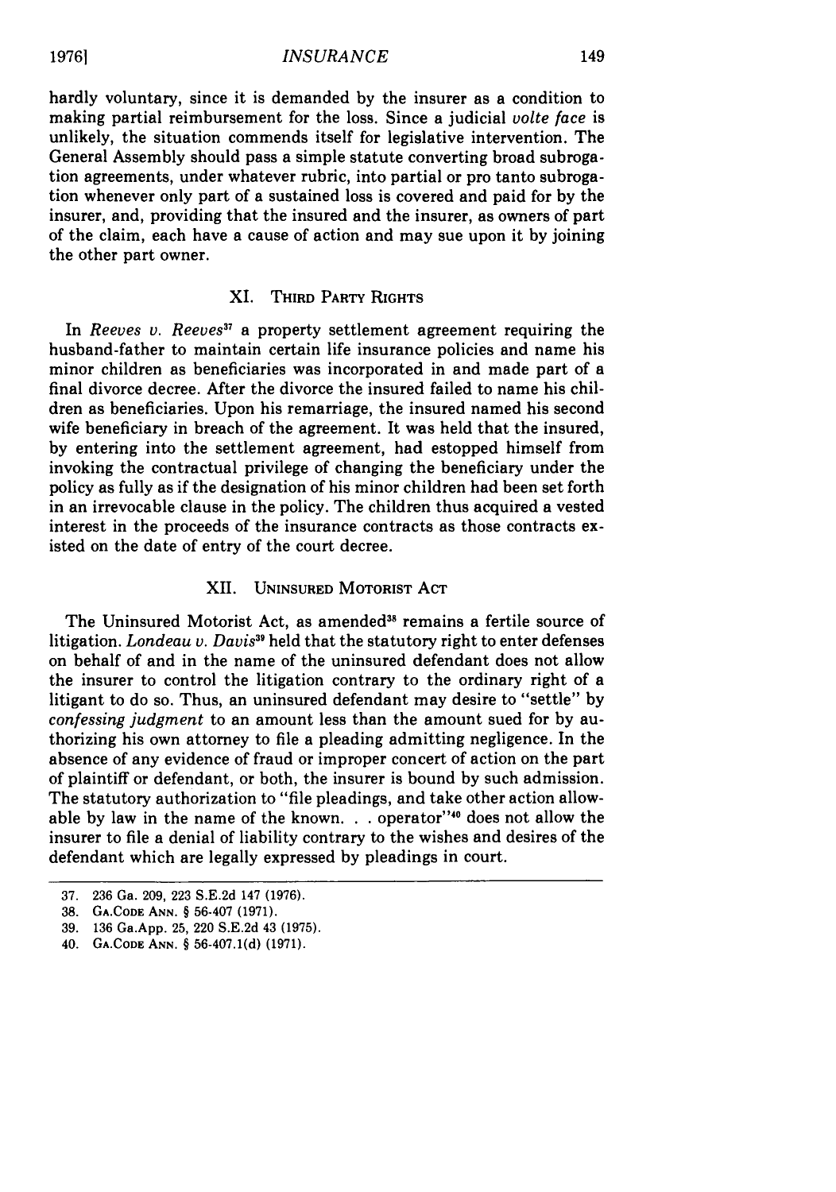hardly voluntary, since it is demanded by the insurer as a condition to making partial reimbursement for the loss. Since a judicial *volte face* is unlikely, the situation commends itself for legislative intervention. The General Assembly should pass a simple statute converting broad subrogation agreements, under whatever rubric, into partial or pro tanto subrogation whenever only part of a sustained loss is covered and paid for by the insurer, and, providing that the insured and the insurer, as owners of part of the claim, each have a cause of action and may sue upon it by joining the other part owner.

## XI. Third Party Rights

In *Reeves v. Reeves*[37] a property settlement agreement requiring the husband-father to maintain certain life insurance policies and name his minor children as beneficiaries was incorporated in and made part of a final divorce decree. After the divorce the insured failed to name his children as beneficiaries. Upon his remarriage, the insured named his second wife beneficiary in breach of the agreement. It was held that the insured, by entering into the settlement agreement, had estopped himself from invoking the contractual privilege of changing the beneficiary under the policy as fully as if the designation of his minor children had been set forth in an irrevocable clause in the policy. The children thus acquired a vested interest in the proceeds of the insurance contracts as those contracts existed on the date of entry of the court decree.

## XII. Uninsured Motorist Act

The Uninsured Motorist Act, as amended[38] remains a fertile source of litigation. *Londeau v. Davis*[39] held that the statutory right to enter defenses on behalf of and in the name of the uninsured defendant does not allow the insurer to control the litigation contrary to the ordinary right of a litigant to do so. Thus, an uninsured defendant may desire to "settle" by *confessing judgment* to an amount less than the amount sued for by authorizing his own attorney to file a pleading admitting negligence. In the absence of any evidence of fraud or improper concert of action on the part of plaintiff or defendant, or both, the insurer is bound by such admission. The statutory authorization to "file pleadings, and take other action allowable by law in the name of the known. . . operator"[40] does not allow the insurer to file a denial of liability contrary to the wishes and desires of the defendant which are legally expressed by pleadings in court.

---

37. 236 Ga. 209, 223 S.E.2d 147 (1976).
38. Ga.Code Ann. § 56-407 (1971).
39. 136 Ga.App. 25, 220 S.E.2d 43 (1975).
40. Ga.Code Ann. § 56-407.1(d) (1971).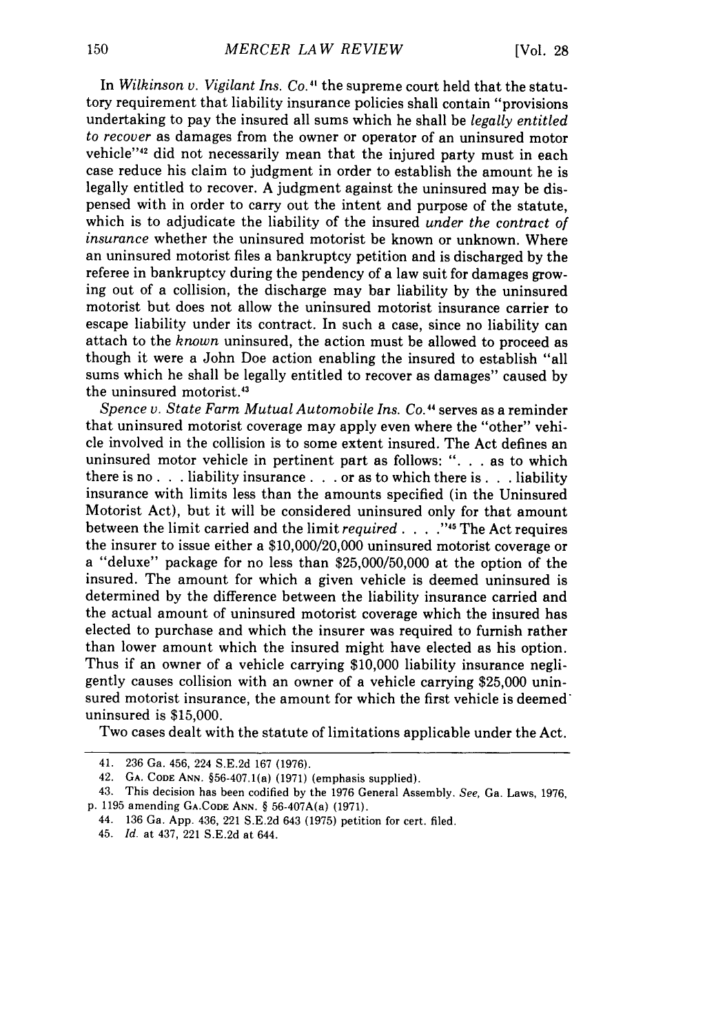In *Wilkinson v. Vigilant Ins. Co.*[41] the supreme court held that the statutory requirement that liability insurance policies shall contain "provisions undertaking to pay the insured all sums which he shall be *legally entitled to recover* as damages from the owner or operator of an uninsured motor vehicle"[42] did not necessarily mean that the injured party must in each case reduce his claim to judgment in order to establish the amount he is legally entitled to recover. A judgment against the uninsured may be dispensed with in order to carry out the intent and purpose of the statute, which is to adjudicate the liability of the insured *under the contract of insurance* whether the uninsured motorist be known or unknown. Where an uninsured motorist files a bankruptcy petition and is discharged by the referee in bankruptcy during the pendency of a law suit for damages growing out of a collision, the discharge may bar liability by the uninsured motorist but does not allow the uninsured motorist insurance carrier to escape liability under its contract. In such a case, since no liability can attach to the *known* uninsured, the action must be allowed to proceed as though it were a John Doe action enabling the insured to establish "all sums which he shall be legally entitled to recover as damages" caused by the uninsured motorist.[43]

*Spence v. State Farm Mutual Automobile Ins. Co.*[44] serves as a reminder that uninsured motorist coverage may apply even where the "other" vehicle involved in the collision is to some extent insured. The Act defines an uninsured motor vehicle in pertinent part as follows: ". . . as to which there is no . . . liability insurance . . . or as to which there is . . . liability insurance with limits less than the amounts specified (in the Uninsured Motorist Act), but it will be considered uninsured only for that amount between the limit carried and the limit *required* . . . ."[45] The Act requires the insurer to issue either a $10,000/20,000 uninsured motorist coverage or a "deluxe" package for no less than $25,000/50,000 at the option of the insured. The amount for which a given vehicle is deemed uninsured is determined by the difference between the liability insurance carried and the actual amount of uninsured motorist coverage which the insured has elected to purchase and which the insurer was required to furnish rather than lower amount which the insured might have elected as his option. Thus if an owner of a vehicle carrying $10,000 liability insurance negligently causes collision with an owner of a vehicle carrying $25,000 uninsured motorist insurance, the amount for which the first vehicle is deemed uninsured is $15,000.

Two cases dealt with the statute of limitations applicable under the Act.

---

41. 236 Ga. 456, 224 S.E.2d 167 (1976).

42. GA. CODE ANN. §56-407.1(a) (1971) (emphasis supplied).

43. This decision has been codified by the 1976 General Assembly. *See,* Ga. Laws, 1976, p. 1195 amending GA. CODE ANN. § 56-407A(a) (1971).

44. 136 Ga. App. 436, 221 S.E.2d 643 (1975) petition for cert. filed.

45. *Id.* at 437, 221 S.E.2d at 644.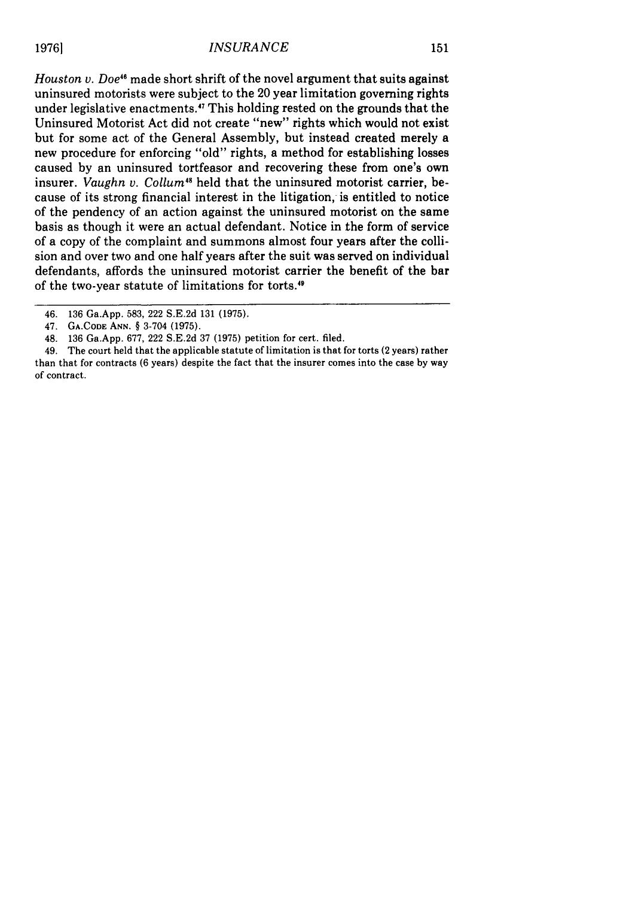*Houston v. Doe*[46] made short shrift of the novel argument that suits against uninsured motorists were subject to the 20 year limitation governing rights under legislative enactments.[47] This holding rested on the grounds that the Uninsured Motorist Act did not create "new" rights which would not exist but for some act of the General Assembly, but instead created merely a new procedure for enforcing "old" rights, a method for establishing losses caused by an uninsured tortfeasor and recovering these from one's own insurer. *Vaughn v. Collum*[48] held that the uninsured motorist carrier, because of its strong financial interest in the litigation, is entitled to notice of the pendency of an action against the uninsured motorist on the same basis as though it were an actual defendant. Notice in the form of service of a copy of the complaint and summons almost four years after the collision and over two and one half years after the suit was served on individual defendants, affords the uninsured motorist carrier the benefit of the bar of the two-year statute of limitations for torts.[49]

---

46. 136 Ga.App. 583, 222 S.E.2d 131 (1975).

47. GA. CODE ANN. § 3-704 (1975).

48. 136 Ga.App. 677, 222 S.E.2d 37 (1975) petition for cert. filed.

49. The court held that the applicable statute of limitation is that for torts (2 years) rather than that for contracts (6 years) despite the fact that the insurer comes into the case by way of contract.